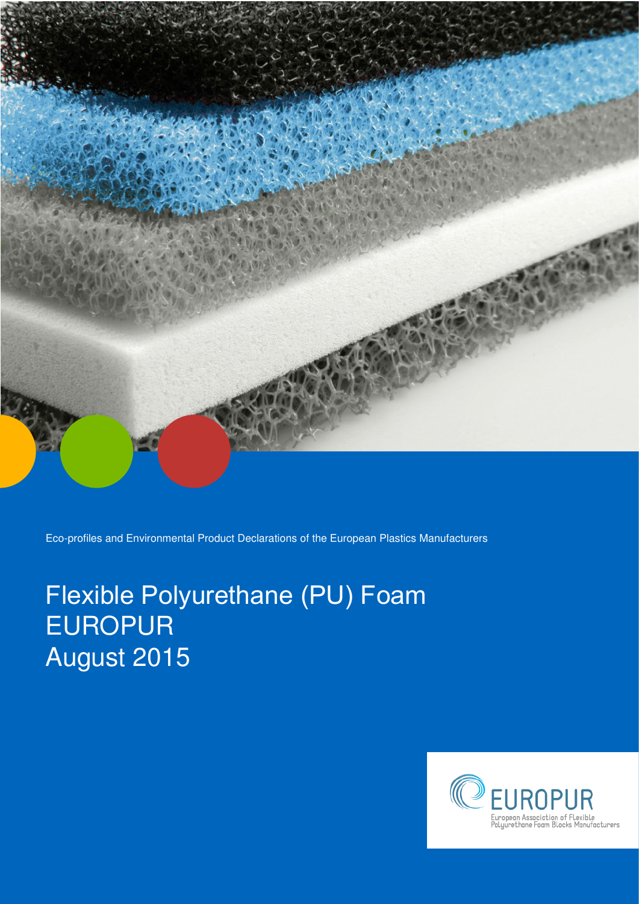Eco-profiles and Environmental Product Declarations of the European Plastics Manufacturers

# Flexible Polyurethane (PU) Foam EUROPUR August 2015

EUROPUR
European Association of Flexible Polyurethane Foam Blocks Manufacturers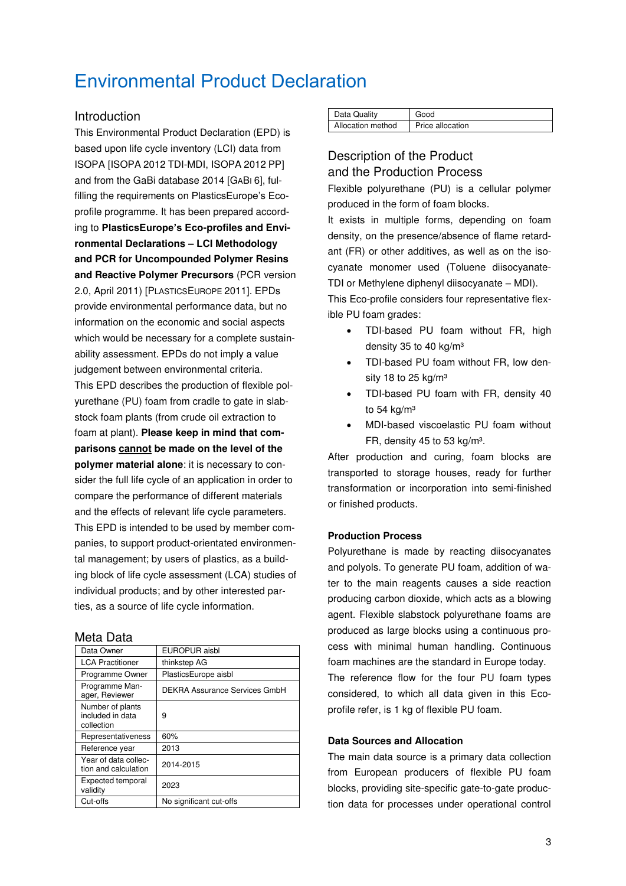# Environmental Product Declaration

## Introduction

This Environmental Product Declaration (EPD) is based upon life cycle inventory (LCI) data from ISOPA [ISOPA 2012 TDI-MDI, ISOPA 2012 PP] and from the GaBi database 2014 [GaBi 6], fulfilling the requirements on PlasticsEurope's Eco-profile programme. It has been prepared according to **PlasticsEurope's Eco-profiles and Environmental Declarations – LCI Methodology and PCR for Uncompounded Polymer Resins and Reactive Polymer Precursors** (PCR version 2.0, April 2011) [PlasticsEurope 2011]. EPDs provide environmental performance data, but no information on the economic and social aspects which would be necessary for a complete sustainability assessment. EPDs do not imply a value judgement between environmental criteria.

This EPD describes the production of flexible polyurethane (PU) foam from cradle to gate in slabstock foam plants (from crude oil extraction to foam at plant). **Please keep in mind that comparisons cannot be made on the level of the polymer material alone**: it is necessary to consider the full life cycle of an application in order to compare the performance of different materials and the effects of relevant life cycle parameters. This EPD is intended to be used by member companies, to support product-orientated environmental management; by users of plastics, as a building block of life cycle assessment (LCA) studies of individual products; and by other interested parties, as a source of life cycle information.

## Meta Data

| Data Owner | EUROPUR aisbl |
|---|---|
| LCA Practitioner | thinkstep AG |
| Programme Owner | PlasticsEurope aisbl |
| Programme Manager, Reviewer | DEKRA Assurance Services GmbH |
| Number of plants included in data collection | 9 |
| Representativeness | 60% |
| Reference year | 2013 |
| Year of data collection and calculation | 2014-2015 |
| Expected temporal validity | 2023 |
| Cut-offs | No significant cut-offs |
| Data Quality | Good |
| Allocation method | Price allocation |

## Description of the Product and the Production Process

Flexible polyurethane (PU) is a cellular polymer produced in the form of foam blocks.

It exists in multiple forms, depending on foam density, on the presence/absence of flame retardant (FR) or other additives, as well as on the isocyanate monomer used (Toluene diisocyanate-TDI or Methylene diphenyl diisocyanate – MDI).

This Eco-profile considers four representative flexible PU foam grades:

- TDI-based PU foam without FR, high density 35 to 40 kg/m³
- TDI-based PU foam without FR, low density 18 to 25 kg/m³
- TDI-based PU foam with FR, density 40 to 54 kg/m³
- MDI-based viscoelastic PU foam without FR, density 45 to 53 kg/m³.

After production and curing, foam blocks are transported to storage houses, ready for further transformation or incorporation into semi-finished or finished products.

### Production Process

Polyurethane is made by reacting diisocyanates and polyols. To generate PU foam, addition of water to the main reagents causes a side reaction producing carbon dioxide, which acts as a blowing agent. Flexible slabstock polyurethane foams are produced as large blocks using a continuous process with minimal human handling. Continuous foam machines are the standard in Europe today.

The reference flow for the four PU foam types considered, to which all data given in this Eco-profile refer, is 1 kg of flexible PU foam.

### Data Sources and Allocation

The main data source is a primary data collection from European producers of flexible PU foam blocks, providing site-specific gate-to-gate production data for processes under operational control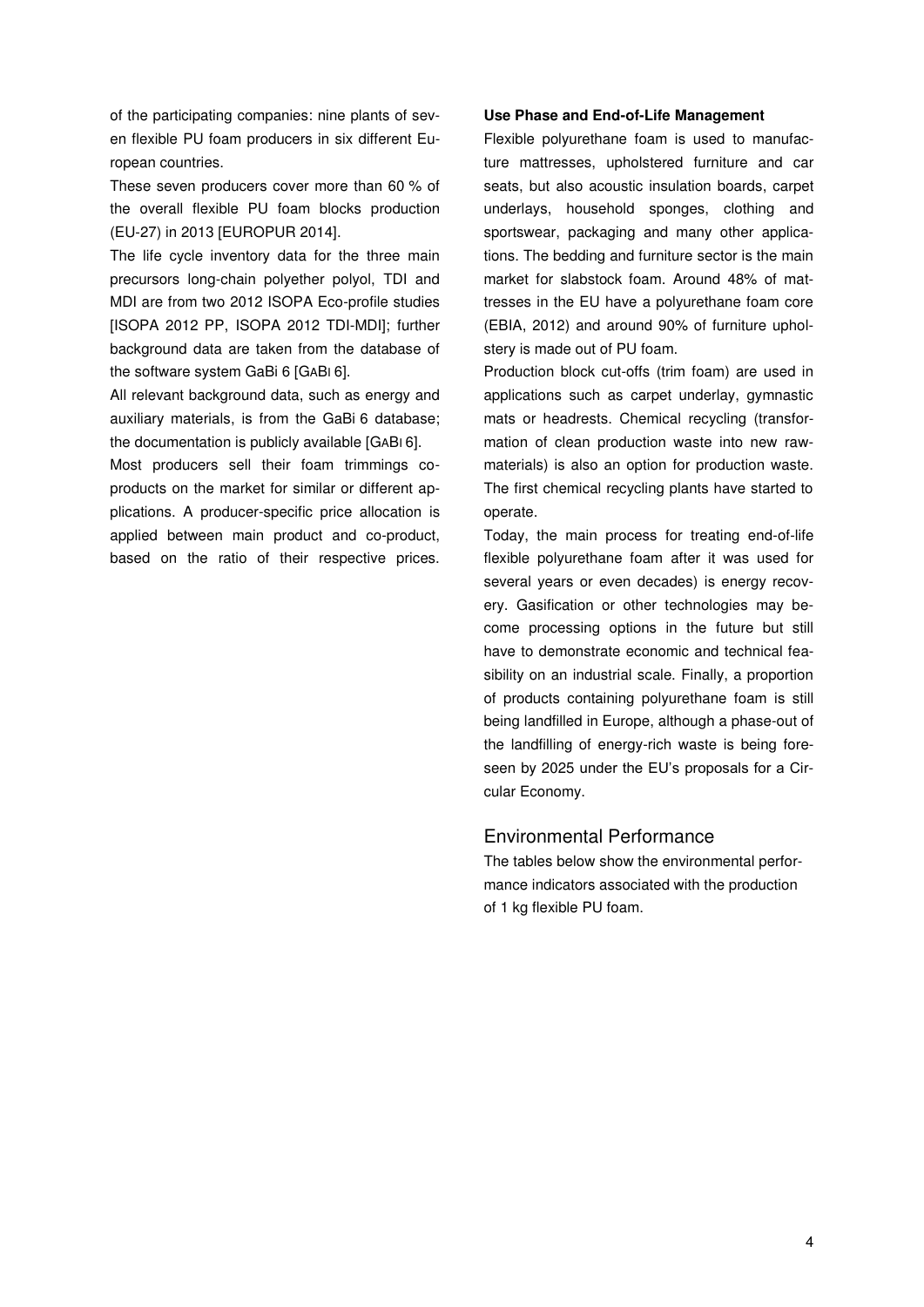of the participating companies: nine plants of seven flexible PU foam producers in six different European countries.

These seven producers cover more than 60 % of the overall flexible PU foam blocks production (EU-27) in 2013 [EUROPUR 2014].

The life cycle inventory data for the three main precursors long-chain polyether polyol, TDI and MDI are from two 2012 ISOPA Eco-profile studies [ISOPA 2012 PP, ISOPA 2012 TDI-MDI]; further background data are taken from the database of the software system GaBi 6 [GABI 6].

All relevant background data, such as energy and auxiliary materials, is from the GaBi 6 database; the documentation is publicly available [GABI 6].

Most producers sell their foam trimmings co-products on the market for similar or different applications. A producer-specific price allocation is applied between main product and co-product, based on the ratio of their respective prices.

**Use Phase and End-of-Life Management**

Flexible polyurethane foam is used to manufacture mattresses, upholstered furniture and car seats, but also acoustic insulation boards, carpet underlays, household sponges, clothing and sportswear, packaging and many other applications. The bedding and furniture sector is the main market for slabstock foam. Around 48% of mattresses in the EU have a polyurethane foam core (EBIA, 2012) and around 90% of furniture upholstery is made out of PU foam.

Production block cut-offs (trim foam) are used in applications such as carpet underlay, gymnastic mats or headrests. Chemical recycling (transformation of clean production waste into new raw-materials) is also an option for production waste. The first chemical recycling plants have started to operate.

Today, the main process for treating end-of-life flexible polyurethane foam after it was used for several years or even decades) is energy recovery. Gasification or other technologies may become processing options in the future but still have to demonstrate economic and technical feasibility on an industrial scale. Finally, a proportion of products containing polyurethane foam is still being landfilled in Europe, although a phase-out of the landfilling of energy-rich waste is being foreseen by 2025 under the EU's proposals for a Circular Economy.

## Environmental Performance

The tables below show the environmental performance indicators associated with the production of 1 kg flexible PU foam.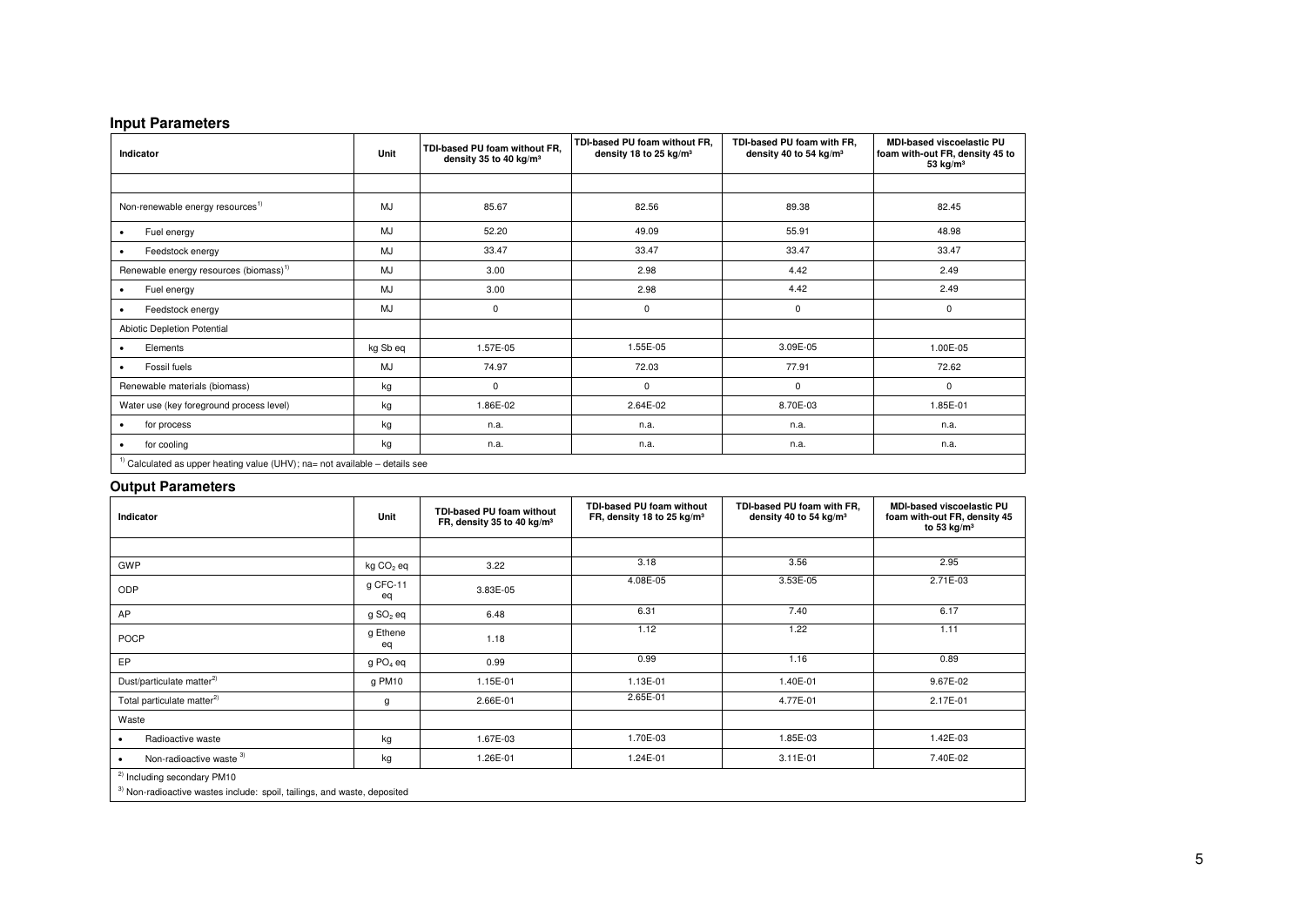## Input Parameters

| Indicator | Unit | TDI-based PU foam without FR, density 35 to 40 kg/m³ | TDI-based PU foam without FR, density 18 to 25 kg/m³ | TDI-based PU foam with FR, density 40 to 54 kg/m³ | MDI-based viscoelastic PU foam with-out FR, density 45 to 53 kg/m³ |
|---|---|---|---|---|---|
| | | | | | |
| Non-renewable energy resources[1] | MJ | 85.67 | 82.56 | 89.38 | 82.45 |
| • Fuel energy | MJ | 52.20 | 49.09 | 55.91 | 48.98 |
| • Feedstock energy | MJ | 33.47 | 33.47 | 33.47 | 33.47 |
| Renewable energy resources (biomass)[1] | MJ | 3.00 | 2.98 | 4.42 | 2.49 |
| • Fuel energy | MJ | 3.00 | 2.98 | 4.42 | 2.49 |
| • Feedstock energy | MJ | 0 | 0 | 0 | 0 |
| Abiotic Depletion Potential | | | | | |
| • Elements | kg Sb eq | 1.57E-05 | 1.55E-05 | 3.09E-05 | 1.00E-05 |
| • Fossil fuels | MJ | 74.97 | 72.03 | 77.91 | 72.62 |
| Renewable materials (biomass) | kg | 0 | 0 | 0 | 0 |
| Water use (key foreground process level) | kg | 1.86E-02 | 2.64E-02 | 8.70E-03 | 1.85E-01 |
| • for process | kg | n.a. | n.a. | n.a. | n.a. |
| • for cooling | kg | n.a. | n.a. | n.a. | n.a. |

[1] Calculated as upper heating value (UHV); na= not available – details see

## Output Parameters

| Indicator | Unit | TDI-based PU foam without FR, density 35 to 40 kg/m³ | TDI-based PU foam without FR, density 18 to 25 kg/m³ | TDI-based PU foam with FR, density 40 to 54 kg/m³ | MDI-based viscoelastic PU foam with-out FR, density 45 to 53 kg/m³ |
|---|---|---|---|---|---|
| | | | | | |
| GWP | kg $CO_2$ eq | 3.22 | 3.18 | 3.56 | 2.95 |
| ODP | g CFC-11 eq | 3.83E-05 | 4.08E-05 | 3.53E-05 | 2.71E-03 |
| AP | g $SO_2$ eq | 6.48 | 6.31 | 7.40 | 6.17 |
| POCP | g Ethene eq | 1.18 | 1.12 | 1.22 | 1.11 |
| EP | g $PO_4$ eq | 0.99 | 0.99 | 1.16 | 0.89 |
| Dust/particulate matter[2] | g PM10 | 1.15E-01 | 1.13E-01 | 1.40E-01 | 9.67E-02 |
| Total particulate matter[2] | g | 2.66E-01 | 2.65E-01 | 4.77E-01 | 2.17E-01 |
| Waste | | | | | |
| • Radioactive waste | kg | 1.67E-03 | 1.70E-03 | 1.85E-03 | 1.42E-03 |
| • Non-radioactive waste[3] | kg | 1.26E-01 | 1.24E-01 | 3.11E-01 | 7.40E-02 |

[2] Including secondary PM10

[3] Non-radioactive wastes include: spoil, tailings, and waste, deposited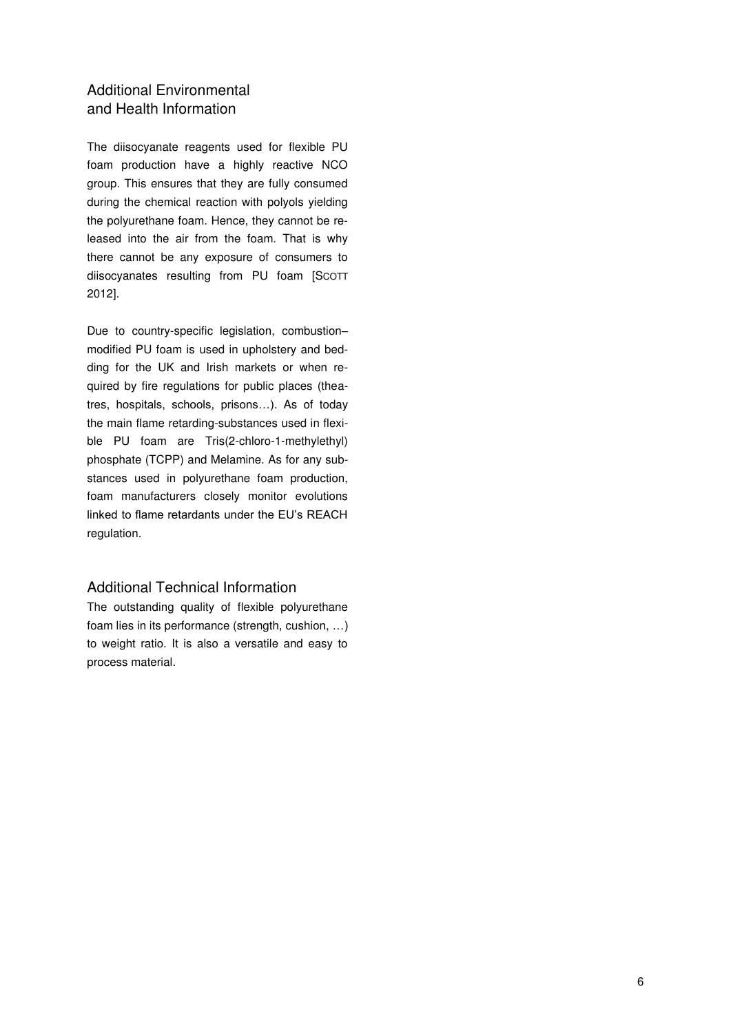## Additional Environmental and Health Information

The diisocyanate reagents used for flexible PU foam production have a highly reactive NCO group. This ensures that they are fully consumed during the chemical reaction with polyols yielding the polyurethane foam. Hence, they cannot be released into the air from the foam. That is why there cannot be any exposure of consumers to diisocyanates resulting from PU foam [SCOTT 2012].

Due to country-specific legislation, combustion–modified PU foam is used in upholstery and bedding for the UK and Irish markets or when required by fire regulations for public places (theatres, hospitals, schools, prisons…). As of today the main flame retarding-substances used in flexible PU foam are Tris(2-chloro-1-methylethyl) phosphate (TCPP) and Melamine. As for any substances used in polyurethane foam production, foam manufacturers closely monitor evolutions linked to flame retardants under the EU's REACH regulation.

## Additional Technical Information

The outstanding quality of flexible polyurethane foam lies in its performance (strength, cushion, …) to weight ratio. It is also a versatile and easy to process material.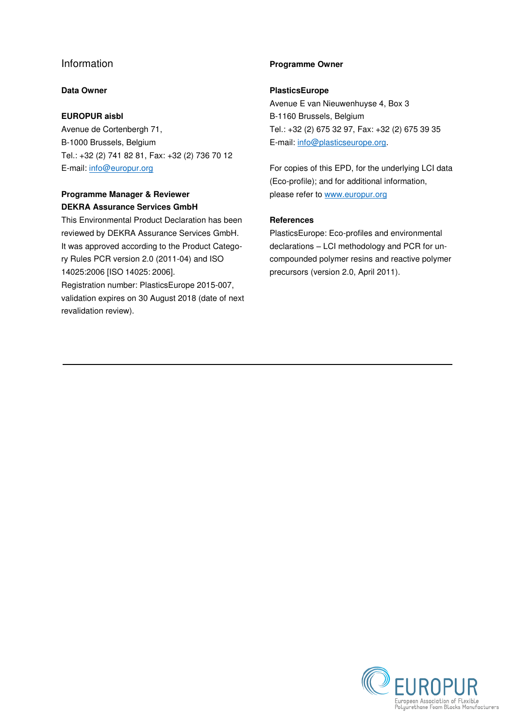## Information

**Data Owner**

**EUROPUR aisbl**
Avenue de Cortenbergh 71,
B-1000 Brussels, Belgium
Tel.: +32 (2) 741 82 81, Fax: +32 (2) 736 70 12
E-mail: info@europur.org

**Programme Manager & Reviewer**
**DEKRA Assurance Services GmbH**
This Environmental Product Declaration has been reviewed by DEKRA Assurance Services GmbH. It was approved according to the Product Category Rules PCR version 2.0 (2011-04) and ISO 14025:2006 [ISO 14025: 2006].
Registration number: PlasticsEurope 2015-007, validation expires on 30 August 2018 (date of next revalidation review).

**Programme Owner**

**PlasticsEurope**
Avenue E van Nieuwenhuyse 4, Box 3
B-1160 Brussels, Belgium
Tel.: +32 (2) 675 32 97, Fax: +32 (2) 675 39 35
E-mail: info@plasticseurope.org.

For copies of this EPD, for the underlying LCI data (Eco-profile); and for additional information, please refer to www.europur.org

**References**
PlasticsEurope: Eco-profiles and environmental declarations – LCI methodology and PCR for uncompounded polymer resins and reactive polymer precursors (version 2.0, April 2011).

EUROPUR
European Association of Flexible Polyurethane Foam Blocks Manufacturers